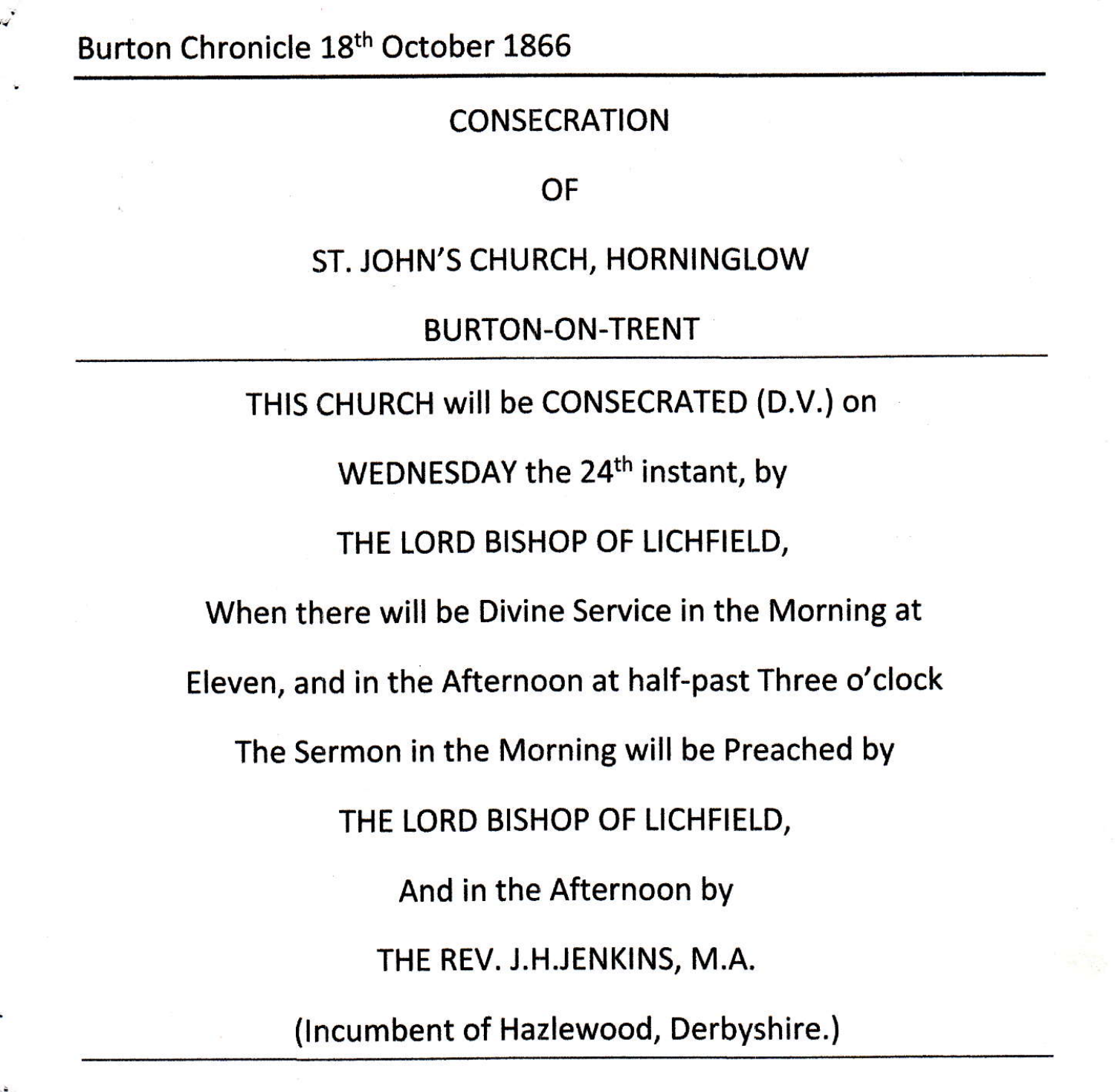Burton Chronicle 18th October 1866

---

# CONSECRATION

# OF

# ST. JOHN'S CHURCH, HORNINGLOW

# BURTON-ON-TRENT

---

THIS CHURCH will be CONSECRATED (D.V.) on

WEDNESDAY the 24th instant, by

THE LORD BISHOP OF LICHFIELD,

When there will be Divine Service in the Morning at

Eleven, and in the Afternoon at half-past Three o'clock

The Sermon in the Morning will be Preached by

THE LORD BISHOP OF LICHFIELD,

And in the Afternoon by

THE REV. J.H.JENKINS, M.A.

(Incumbent of Hazlewood, Derbyshire.)

---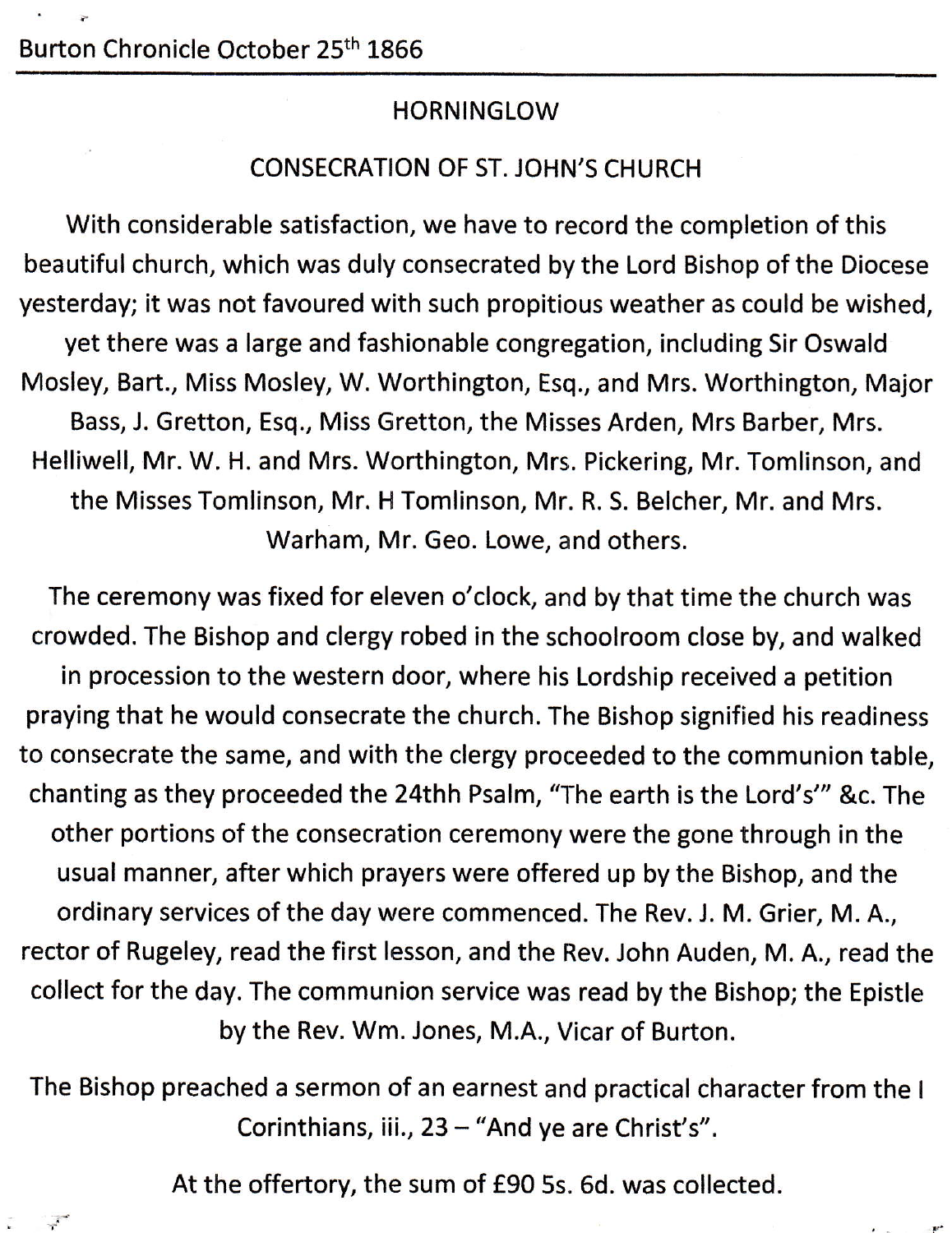Burton Chronicle October 25th 1866

## HORNINGLOW

## CONSECRATION OF ST. JOHN'S CHURCH

With considerable satisfaction, we have to record the completion of this beautiful church, which was duly consecrated by the Lord Bishop of the Diocese yesterday; it was not favoured with such propitious weather as could be wished, yet there was a large and fashionable congregation, including Sir Oswald Mosley, Bart., Miss Mosley, W. Worthington, Esq., and Mrs. Worthington, Major Bass, J. Gretton, Esq., Miss Gretton, the Misses Arden, Mrs Barber, Mrs. Helliwell, Mr. W. H. and Mrs. Worthington, Mrs. Pickering, Mr. Tomlinson, and the Misses Tomlinson, Mr. H Tomlinson, Mr. R. S. Belcher, Mr. and Mrs. Warham, Mr. Geo. Lowe, and others.

The ceremony was fixed for eleven o'clock, and by that time the church was crowded. The Bishop and clergy robed in the schoolroom close by, and walked in procession to the western door, where his Lordship received a petition praying that he would consecrate the church. The Bishop signified his readiness to consecrate the same, and with the clergy proceeded to the communion table, chanting as they proceeded the 24thh Psalm, "The earth is the Lord's'" &c. The other portions of the consecration ceremony were the gone through in the usual manner, after which prayers were offered up by the Bishop, and the ordinary services of the day were commenced. The Rev. J. M. Grier, M. A., rector of Rugeley, read the first lesson, and the Rev. John Auden, M. A., read the collect for the day. The communion service was read by the Bishop; the Epistle by the Rev. Wm. Jones, M.A., Vicar of Burton.

The Bishop preached a sermon of an earnest and practical character from the I Corinthians, iii., 23 – "And ye are Christ's".

At the offertory, the sum of £90 5s. 6d. was collected.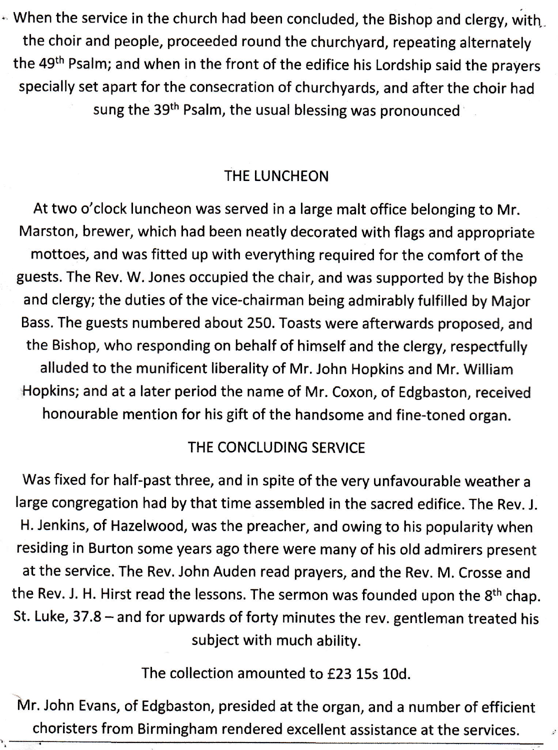When the service in the church had been concluded, the Bishop and clergy, with the choir and people, proceeded round the churchyard, repeating alternately the 49th Psalm; and when in the front of the edifice his Lordship said the prayers specially set apart for the consecration of churchyards, and after the choir had sung the 39th Psalm, the usual blessing was pronounced

## THE LUNCHEON

At two o'clock luncheon was served in a large malt office belonging to Mr. Marston, brewer, which had been neatly decorated with flags and appropriate mottoes, and was fitted up with everything required for the comfort of the guests. The Rev. W. Jones occupied the chair, and was supported by the Bishop and clergy; the duties of the vice-chairman being admirably fulfilled by Major Bass. The guests numbered about 250. Toasts were afterwards proposed, and the Bishop, who responding on behalf of himself and the clergy, respectfully alluded to the munificent liberality of Mr. John Hopkins and Mr. William Hopkins; and at a later period the name of Mr. Coxon, of Edgbaston, received honourable mention for his gift of the handsome and fine-toned organ.

## THE CONCLUDING SERVICE

Was fixed for half-past three, and in spite of the very unfavourable weather a large congregation had by that time assembled in the sacred edifice. The Rev. J. H. Jenkins, of Hazelwood, was the preacher, and owing to his popularity when residing in Burton some years ago there were many of his old admirers present at the service. The Rev. John Auden read prayers, and the Rev. M. Crosse and the Rev. J. H. Hirst read the lessons. The sermon was founded upon the 8th chap. St. Luke, 37.8 – and for upwards of forty minutes the rev. gentleman treated his subject with much ability.

The collection amounted to £23 15s 10d.

Mr. John Evans, of Edgbaston, presided at the organ, and a number of efficient choristers from Birmingham rendered excellent assistance at the services.